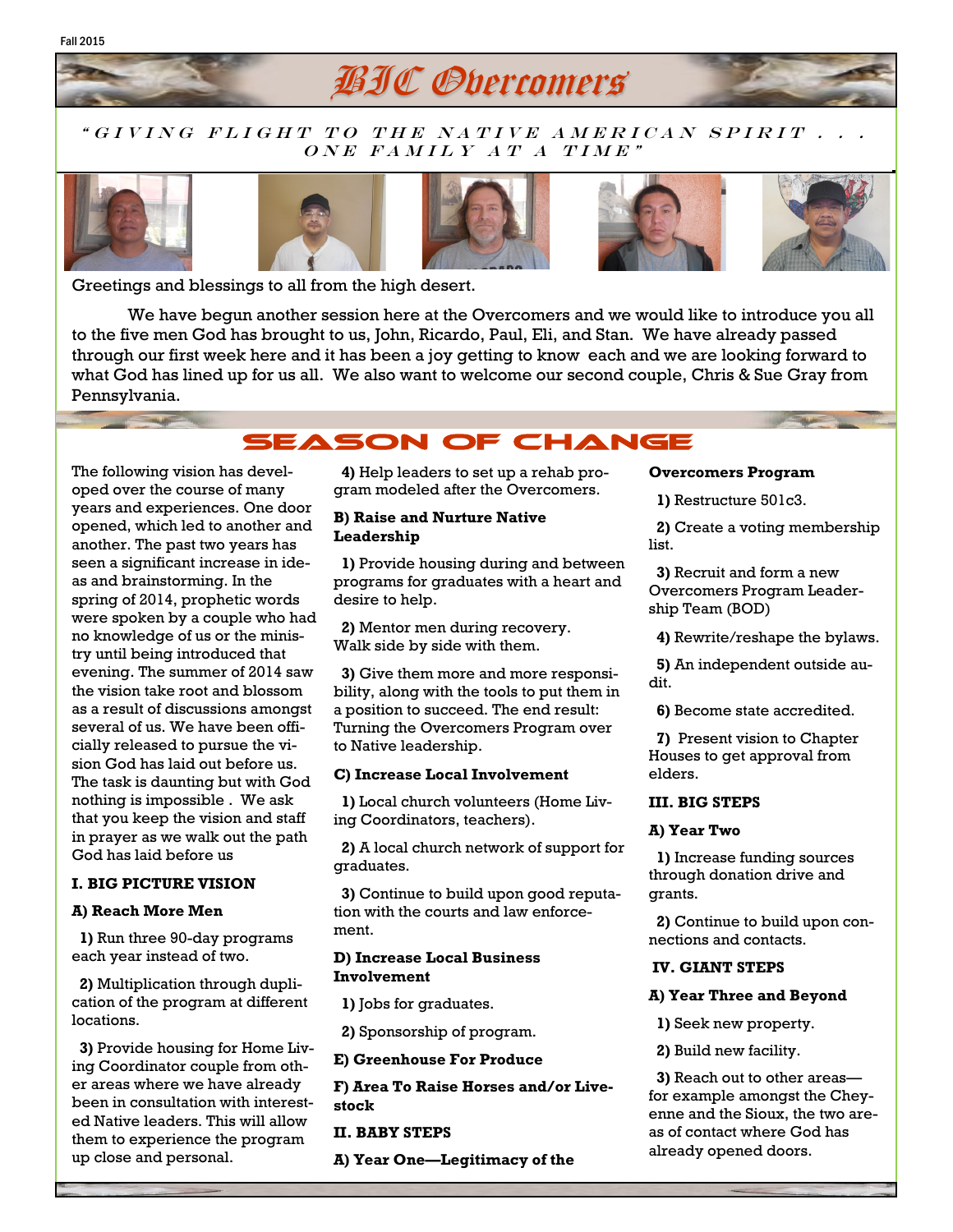Fall 2015

# BIC Overcomers

*"GIVING FLIGHT TO THE NATIVE AMERICAN SPIRIT . . . ONE FAMILY AT A TIME"*

Greetings and blessings to all from the high desert.

We have begun another session here at the Overcomers and we would like to introduce you all to the five men God has brought to us, John, Ricardo, Paul, Eli, and Stan. We have already passed through our first week here and it has been a joy getting to know each and we are looking forward to what God has lined up for us all. We also want to welcome our second couple, Chris & Sue Gray from Pennsylvania.

## SEASON OF CHANGE

The following vision has developed over the course of many years and experiences. One door opened, which led to another and another. The past two years has seen a significant increase in ideas and brainstorming. In the spring of 2014, prophetic words were spoken by a couple who had no knowledge of us or the ministry until being introduced that evening. The summer of 2014 saw the vision take root and blossom as a result of discussions amongst several of us. We have been officially released to pursue the vision God has laid out before us. The task is daunting but with God nothing is impossible . We ask that you keep the vision and staff in prayer as we walk out the path God has laid before us

**I. BIG PICTURE VISION**

**A) Reach More Men**

**1)** Run three 90-day programs each year instead of two.

**2)** Multiplication through duplication of the program at different locations.

**3)** Provide housing for Home Living Coordinator couple from other areas where we have already been in consultation with interested Native leaders. This will allow them to experience the program up close and personal.

**4)** Help leaders to set up a rehab program modeled after the Overcomers.

**B) Raise and Nurture Native Leadership**

**1)** Provide housing during and between programs for graduates with a heart and desire to help.

**2)** Mentor men during recovery. Walk side by side with them.

**3)** Give them more and more responsibility, along with the tools to put them in a position to succeed. The end result: Turning the Overcomers Program over to Native leadership.

**C) Increase Local Involvement**

**1)** Local church volunteers (Home Living Coordinators, teachers).

**2)** A local church network of support for graduates.

**3)** Continue to build upon good reputation with the courts and law enforcement.

**D) Increase Local Business Involvement**

**1)** Jobs for graduates.

**2)** Sponsorship of program.

**E) Greenhouse For Produce**

**F) Area To Raise Horses and/or Livestock**

**II. BABY STEPS**

**A) Year One—Legitimacy of the Overcomers Program**

**1)** Restructure 501c3.

**2)** Create a voting membership list.

**3)** Recruit and form a new Overcomers Program Leadership Team (BOD)

**4)** Rewrite/reshape the bylaws.

**5)** An independent outside audit.

**6)** Become state accredited.

**7)** Present vision to Chapter Houses to get approval from elders.

**III. BIG STEPS**

**A) Year Two**

**1)** Increase funding sources through donation drive and grants.

**2)** Continue to build upon connections and contacts.

**IV. GIANT STEPS**

**A) Year Three and Beyond**

**1)** Seek new property.

**2)** Build new facility.

**3)** Reach out to other areas—for example amongst the Cheyenne and the Sioux, the two areas of contact where God has already opened doors.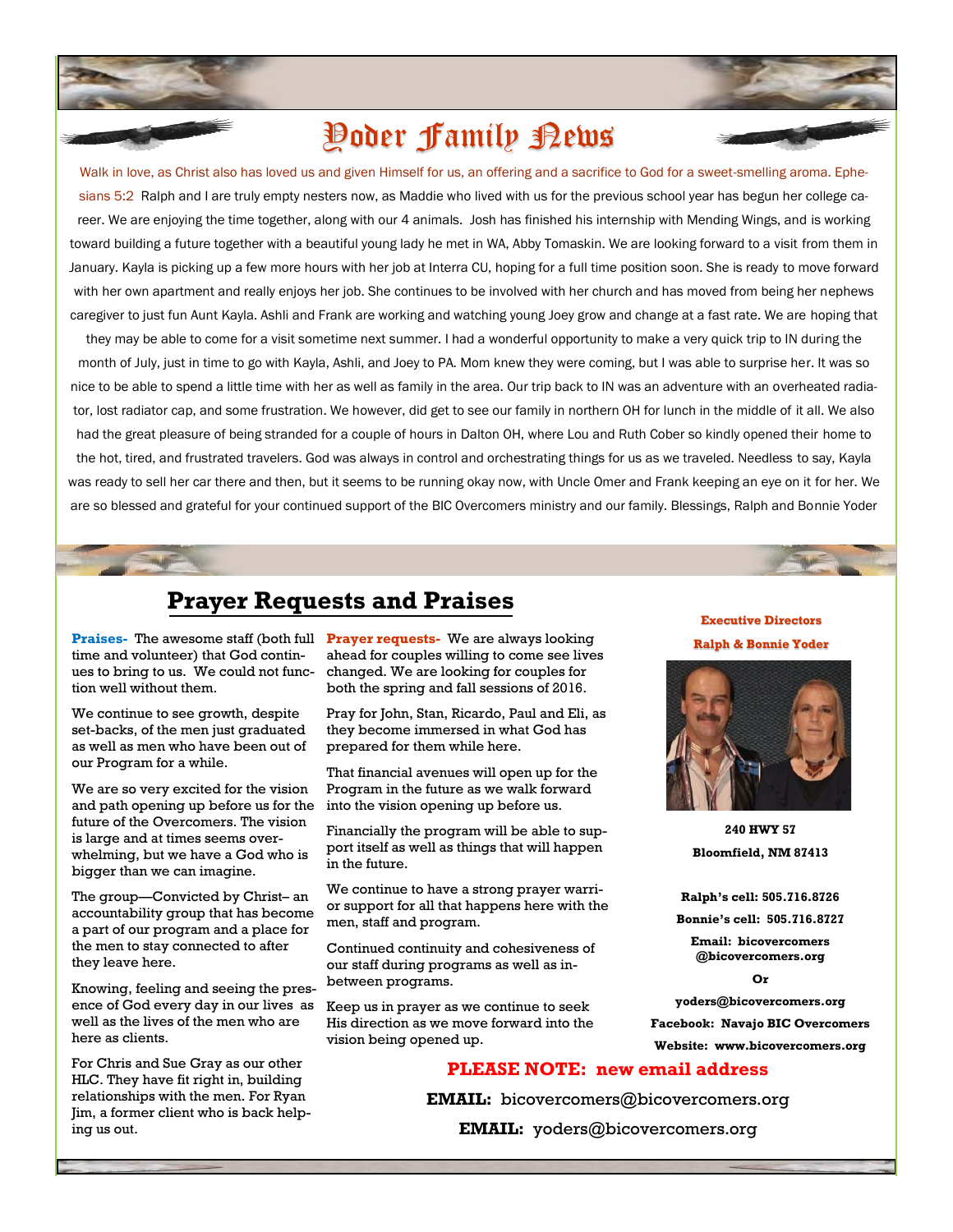# Yoder Family News

Walk in love, as Christ also has loved us and given Himself for us, an offering and a sacrifice to God for a sweet-smelling aroma. Ephesians 5:2 Ralph and I are truly empty nesters now, as Maddie who lived with us for the previous school year has begun her college career. We are enjoying the time together, along with our 4 animals. Josh has finished his internship with Mending Wings, and is working toward building a future together with a beautiful young lady he met in WA, Abby Tomaskin. We are looking forward to a visit from them in January. Kayla is picking up a few more hours with her job at Interra CU, hoping for a full time position soon. She is ready to move forward with her own apartment and really enjoys her job. She continues to be involved with her church and has moved from being her nephews caregiver to just fun Aunt Kayla. Ashli and Frank are working and watching young Joey grow and change at a fast rate. We are hoping that they may be able to come for a visit sometime next summer. I had a wonderful opportunity to make a very quick trip to IN during the month of July, just in time to go with Kayla, Ashli, and Joey to PA. Mom knew they were coming, but I was able to surprise her. It was so nice to be able to spend a little time with her as well as family in the area. Our trip back to IN was an adventure with an overheated radiator, lost radiator cap, and some frustration. We however, did get to see our family in northern OH for lunch in the middle of it all. We also had the great pleasure of being stranded for a couple of hours in Dalton OH, where Lou and Ruth Cober so kindly opened their home to the hot, tired, and frustrated travelers. God was always in control and orchestrating things for us as we traveled. Needless to say, Kayla was ready to sell her car there and then, but it seems to be running okay now, with Uncle Omer and Frank keeping an eye on it for her. We are so blessed and grateful for your continued support of the BIC Overcomers ministry and our family. Blessings, Ralph and Bonnie Yoder

## Prayer Requests and Praises

**Praises-** The awesome staff (both full time and volunteer) that God continues to bring to us. We could not function well without them.

We continue to see growth, despite set-backs, of the men just graduated as well as men who have been out of our Program for a while.

We are so very excited for the vision and path opening up before us for the future of the Overcomers. The vision is large and at times seems overwhelming, but we have a God who is bigger than we can imagine.

The group—Convicted by Christ– an accountability group that has become a part of our program and a place for the men to stay connected to after they leave here.

Knowing, feeling and seeing the presence of God every day in our lives as well as the lives of the men who are here as clients.

For Chris and Sue Gray as our other HLC. They have fit right in, building relationships with the men. For Ryan Jim, a former client who is back helping us out.

**Prayer requests-** We are always looking ahead for couples willing to come see lives changed. We are looking for couples for both the spring and fall sessions of 2016.

Pray for John, Stan, Ricardo, Paul and Eli, as they become immersed in what God has prepared for them while here.

That financial avenues will open up for the Program in the future as we walk forward into the vision opening up before us.

Financially the program will be able to support itself as well as things that will happen in the future.

We continue to have a strong prayer warrior support for all that happens here with the men, staff and program.

Continued continuity and cohesiveness of our staff during programs as well as in-between programs.

Keep us in prayer as we continue to seek His direction as we move forward into the vision being opened up.

**Executive Directors**

**Ralph & Bonnie Yoder**

**240 HWY 57**

**Bloomfield, NM 87413**

**Ralph's cell: 505.716.8726**

**Bonnie's cell: 505.716.8727**

**Email: bicovercomers @bicovercomers.org**

**Or**

**yoders@bicovercomers.org**

**Facebook: Navajo BIC Overcomers**

**Website: www.bicovercomers.org**

**PLEASE NOTE: new email address**

**EMAIL:** bicovercomers@bicovercomers.org

**EMAIL:** yoders@bicovercomers.org